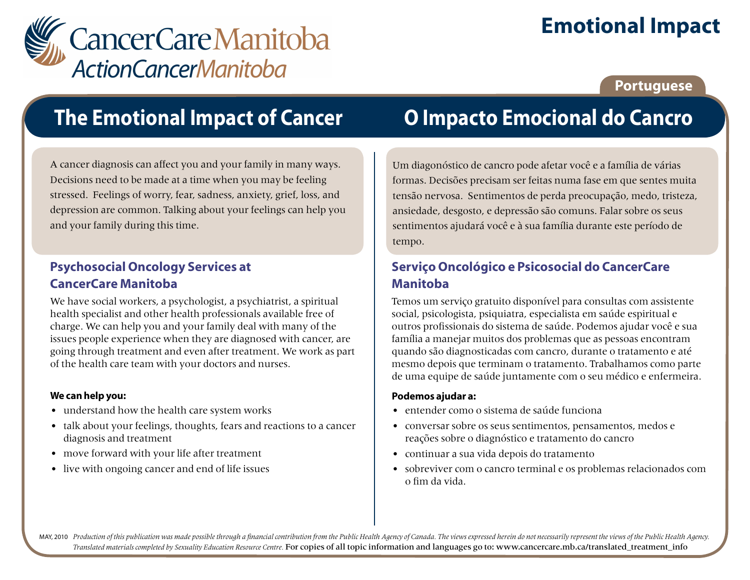CancerCare Manitoba
ActionCancerManitoba

# Emotional Impact

Portuguese

## The Emotional Impact of Cancer

A cancer diagnosis can affect you and your family in many ways. Decisions need to be made at a time when you may be feeling stressed. Feelings of worry, fear, sadness, anxiety, grief, loss, and depression are common. Talking about your feelings can help you and your family during this time.

### Psychosocial Oncology Services at CancerCare Manitoba

We have social workers, a psychologist, a psychiatrist, a spiritual health specialist and other health professionals available free of charge. We can help you and your family deal with many of the issues people experience when they are diagnosed with cancer, are going through treatment and even after treatment. We work as part of the health care team with your doctors and nurses.

**We can help you:**

- understand how the health care system works
- talk about your feelings, thoughts, fears and reactions to a cancer diagnosis and treatment
- move forward with your life after treatment
- live with ongoing cancer and end of life issues

## O Impacto Emocional do Cancro

Um diagonóstico de cancro pode afetar você e a família de várias formas. Decisões precisam ser feitas numa fase em que sentes muita tensão nervosa. Sentimentos de perda preocupação, medo, tristeza, ansiedade, desgosto, e depressão são comuns. Falar sobre os seus sentimentos ajudará você e à sua família durante este período de tempo.

### Serviço Oncológico e Psicosocial do CancerCare Manitoba

Temos um serviço gratuito disponível para consultas com assistente social, psicologista, psiquiatra, especialista em saúde espiritual e outros profissionais do sistema de saúde. Podemos ajudar você e sua família a manejar muitos dos problemas que as pessoas encontram quando são diagnosticadas com cancro, durante o tratamento e até mesmo depois que terminam o tratamento. Trabalhamos como parte de uma equipe de saúde juntamente com o seu médico e enfermeira.

**Podemos ajudar a:**

- entender como o sistema de saúde funciona
- conversar sobre os seus sentimentos, pensamentos, medos e reações sobre o diagnóstico e tratamento do cancro
- continuar a sua vida depois do tratamento
- sobreviver com o cancro terminal e os problemas relacionados com o fim da vida.

MAY, 2010 *Production of this publication was made possible through a financial contribution from the Public Health Agency of Canada. The views expressed herein do not necessarily represent the views of the Public Health Agency. Translated materials completed by Sexuality Education Resource Centre.* For copies of all topic information and languages go to: www.cancercare.mb.ca/translated_treatment_info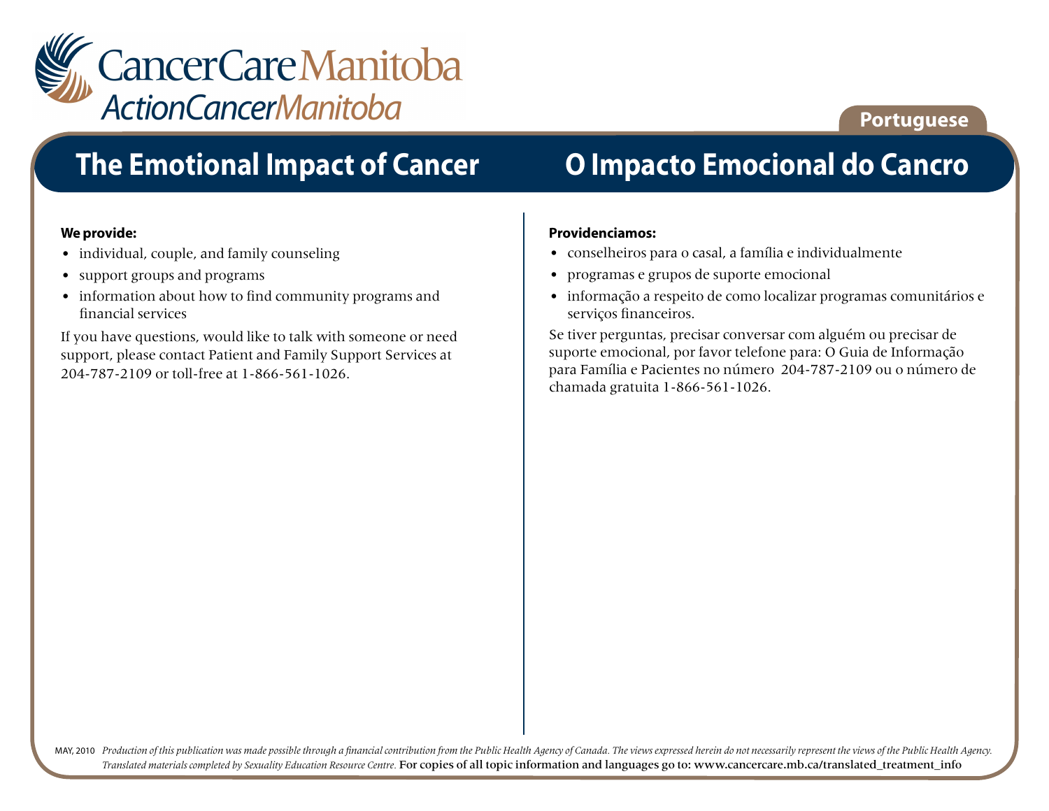CancerCare Manitoba
ActionCancerManitoba

Portuguese

# The Emotional Impact of Cancer

**We provide:**

- individual, couple, and family counseling
- support groups and programs
- information about how to find community programs and financial services

If you have questions, would like to talk with someone or need support, please contact Patient and Family Support Services at 204-787-2109 or toll-free at 1-866-561-1026.

# O Impacto Emocional do Cancro

**Providenciamos:**

- conselheiros para o casal, a família e individualmente
- programas e grupos de suporte emocional
- informação a respeito de como localizar programas comunitários e serviços financeiros.

Se tiver perguntas, precisar conversar com alguém ou precisar de suporte emocional, por favor telefone para: O Guia de Informação para Família e Pacientes no número 204-787-2109 ou o número de chamada gratuita 1-866-561-1026.

MAY, 2010 *Production of this publication was made possible through a financial contribution from the Public Health Agency of Canada. The views expressed herein do not necessarily represent the views of the Public Health Agency. Translated materials completed by Sexuality Education Resource Centre.* For copies of all topic information and languages go to: www.cancercare.mb.ca/translated_treatment_info